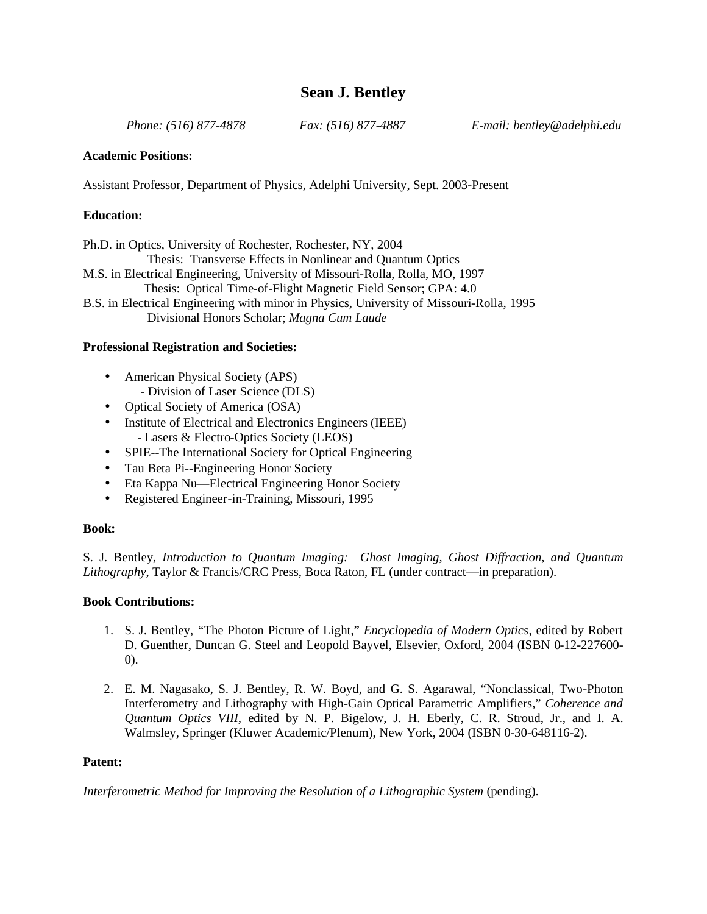# Sean J. Bentley

*Phone: (516) 877-4878* *Fax: (516) 877-4887* *E-mail: bentley@adelphi.edu*

**Academic Positions:**

Assistant Professor, Department of Physics, Adelphi University, Sept. 2003-Present

**Education:**

Ph.D. in Optics, University of Rochester, Rochester, NY, 2004
Thesis: Transverse Effects in Nonlinear and Quantum Optics
M.S. in Electrical Engineering, University of Missouri-Rolla, Rolla, MO, 1997
Thesis: Optical Time-of-Flight Magnetic Field Sensor; GPA: 4.0
B.S. in Electrical Engineering with minor in Physics, University of Missouri-Rolla, 1995
Divisional Honors Scholar; *Magna Cum Laude*

**Professional Registration and Societies:**

- American Physical Society (APS)
  - Division of Laser Science (DLS)
- Optical Society of America (OSA)
- Institute of Electrical and Electronics Engineers (IEEE)
  - Lasers & Electro-Optics Society (LEOS)
- SPIE--The International Society for Optical Engineering
- Tau Beta Pi--Engineering Honor Society
- Eta Kappa Nu—Electrical Engineering Honor Society
- Registered Engineer-in-Training, Missouri, 1995

**Book:**

S. J. Bentley, *Introduction to Quantum Imaging: Ghost Imaging, Ghost Diffraction, and Quantum Lithography*, Taylor & Francis/CRC Press, Boca Raton, FL (under contract—in preparation).

**Book Contributions:**

1. S. J. Bentley, "The Photon Picture of Light," *Encyclopedia of Modern Optics*, edited by Robert D. Guenther, Duncan G. Steel and Leopold Bayvel, Elsevier, Oxford, 2004 (ISBN 0-12-227600-0).

2. E. M. Nagasako, S. J. Bentley, R. W. Boyd, and G. S. Agarawal, "Nonclassical, Two-Photon Interferometry and Lithography with High-Gain Optical Parametric Amplifiers," *Coherence and Quantum Optics VIII*, edited by N. P. Bigelow, J. H. Eberly, C. R. Stroud, Jr., and I. A. Walmsley, Springer (Kluwer Academic/Plenum), New York, 2004 (ISBN 0-30-648116-2).

**Patent:**

*Interferometric Method for Improving the Resolution of a Lithographic System* (pending).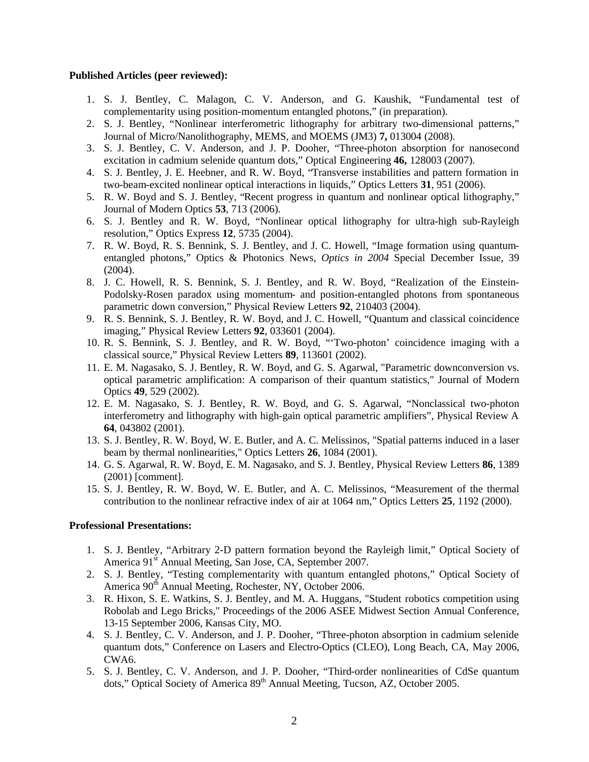**Published Articles (peer reviewed):**

1. S. J. Bentley, C. Malagon, C. V. Anderson, and G. Kaushik, "Fundamental test of complementarity using position-momentum entangled photons," (in preparation).
2. S. J. Bentley, "Nonlinear interferometric lithography for arbitrary two-dimensional patterns," Journal of Micro/Nanolithography, MEMS, and MOEMS (JM3) **7,** 013004 (2008).
3. S. J. Bentley, C. V. Anderson, and J. P. Dooher, "Three-photon absorption for nanosecond excitation in cadmium selenide quantum dots," Optical Engineering **46,** 128003 (2007).
4. S. J. Bentley, J. E. Heebner, and R. W. Boyd, "Transverse instabilities and pattern formation in two-beam-excited nonlinear optical interactions in liquids," Optics Letters **31**, 951 (2006).
5. R. W. Boyd and S. J. Bentley, "Recent progress in quantum and nonlinear optical lithography," Journal of Modern Optics **53**, 713 (2006).
6. S. J. Bentley and R. W. Boyd, "Nonlinear optical lithography for ultra-high sub-Rayleigh resolution," Optics Express **12**, 5735 (2004).
7. R. W. Boyd, R. S. Bennink, S. J. Bentley, and J. C. Howell, "Image formation using quantum-entangled photons," Optics & Photonics News, *Optics in 2004* Special December Issue, 39 (2004).
8. J. C. Howell, R. S. Bennink, S. J. Bentley, and R. W. Boyd, "Realization of the Einstein-Podolsky-Rosen paradox using momentum- and position-entangled photons from spontaneous parametric down conversion," Physical Review Letters **92**, 210403 (2004).
9. R. S. Bennink, S. J. Bentley, R. W. Boyd, and J. C. Howell, "Quantum and classical coincidence imaging," Physical Review Letters **92**, 033601 (2004).
10. R. S. Bennink, S. J. Bentley, and R. W. Boyd, "'Two-photon' coincidence imaging with a classical source," Physical Review Letters **89**, 113601 (2002).
11. E. M. Nagasako, S. J. Bentley, R. W. Boyd, and G. S. Agarwal, "Parametric downconversion vs. optical parametric amplification: A comparison of their quantum statistics," Journal of Modern Optics **49**, 529 (2002).
12. E. M. Nagasako, S. J. Bentley, R. W. Boyd, and G. S. Agarwal, "Nonclassical two-photon interferometry and lithography with high-gain optical parametric amplifiers", Physical Review A **64**, 043802 (2001).
13. S. J. Bentley, R. W. Boyd, W. E. Butler, and A. C. Melissinos, "Spatial patterns induced in a laser beam by thermal nonlinearities," Optics Letters **26**, 1084 (2001).
14. G. S. Agarwal, R. W. Boyd, E. M. Nagasako, and S. J. Bentley, Physical Review Letters **86**, 1389 (2001) [comment].
15. S. J. Bentley, R. W. Boyd, W. E. Butler, and A. C. Melissinos, "Measurement of the thermal contribution to the nonlinear refractive index of air at 1064 nm," Optics Letters **25**, 1192 (2000).

**Professional Presentations:**

1. S. J. Bentley, "Arbitrary 2-D pattern formation beyond the Rayleigh limit," Optical Society of America 91st Annual Meeting, San Jose, CA, September 2007.
2. S. J. Bentley, "Testing complementarity with quantum entangled photons," Optical Society of America 90th Annual Meeting, Rochester, NY, October 2006.
3. R. Hixon, S. E. Watkins, S. J. Bentley, and M. A. Huggans, "Student robotics competition using Robolab and Lego Bricks," Proceedings of the 2006 ASEE Midwest Section Annual Conference, 13-15 September 2006, Kansas City, MO.
4. S. J. Bentley, C. V. Anderson, and J. P. Dooher, "Three-photon absorption in cadmium selenide quantum dots," Conference on Lasers and Electro-Optics (CLEO), Long Beach, CA, May 2006, CWA6.
5. S. J. Bentley, C. V. Anderson, and J. P. Dooher, "Third-order nonlinearities of CdSe quantum dots," Optical Society of America 89th Annual Meeting, Tucson, AZ, October 2005.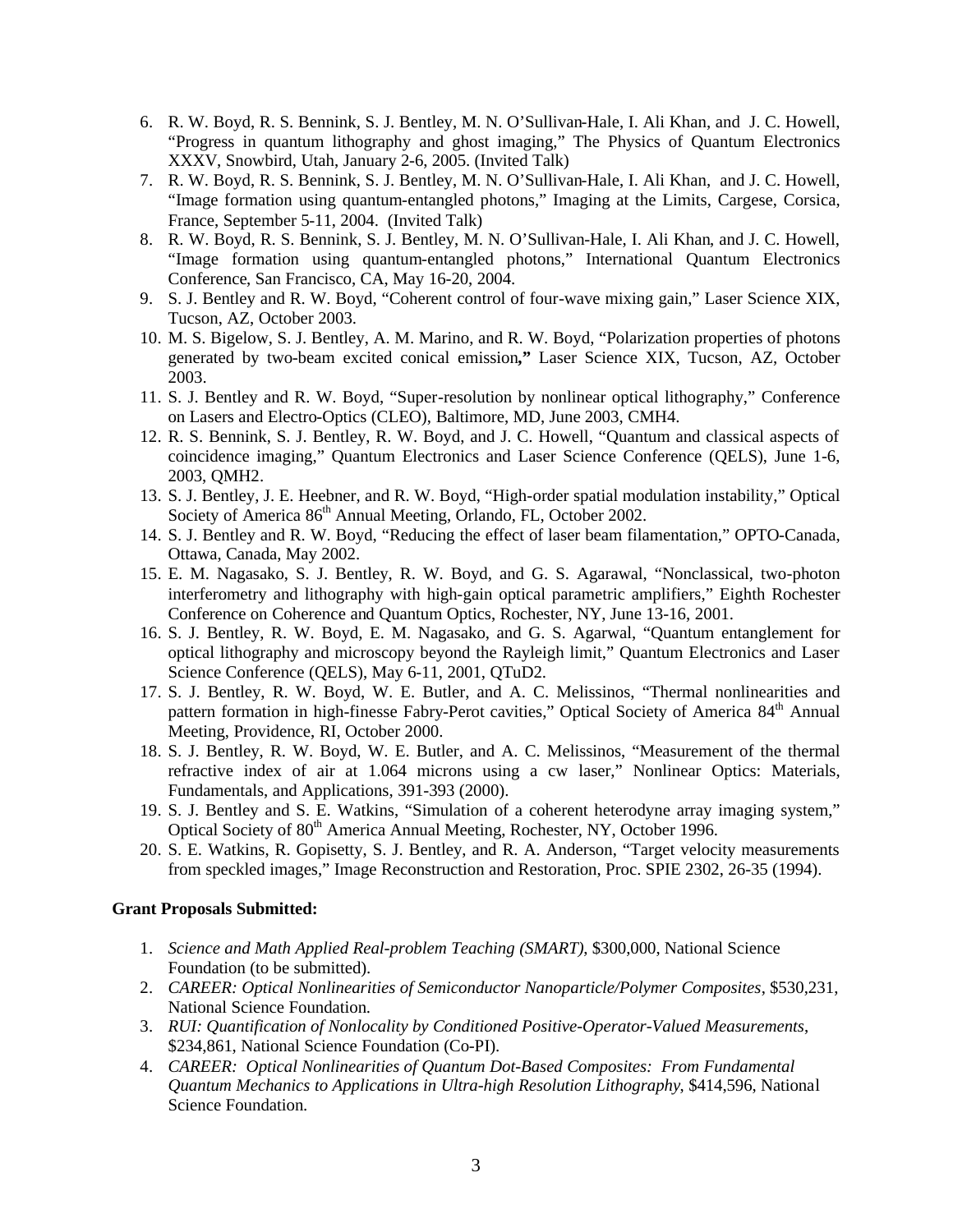6. R. W. Boyd, R. S. Bennink, S. J. Bentley, M. N. O'Sullivan-Hale, I. Ali Khan, and J. C. Howell, "Progress in quantum lithography and ghost imaging," The Physics of Quantum Electronics XXXV, Snowbird, Utah, January 2-6, 2005. (Invited Talk)
7. R. W. Boyd, R. S. Bennink, S. J. Bentley, M. N. O'Sullivan-Hale, I. Ali Khan, and J. C. Howell, "Image formation using quantum-entangled photons," Imaging at the Limits, Cargese, Corsica, France, September 5-11, 2004. (Invited Talk)
8. R. W. Boyd, R. S. Bennink, S. J. Bentley, M. N. O'Sullivan-Hale, I. Ali Khan, and J. C. Howell, "Image formation using quantum-entangled photons," International Quantum Electronics Conference, San Francisco, CA, May 16-20, 2004.
9. S. J. Bentley and R. W. Boyd, "Coherent control of four-wave mixing gain," Laser Science XIX, Tucson, AZ, October 2003.
10. M. S. Bigelow, S. J. Bentley, A. M. Marino, and R. W. Boyd, "Polarization properties of photons generated by two-beam excited conical emission**,"** Laser Science XIX, Tucson, AZ, October 2003.
11. S. J. Bentley and R. W. Boyd, "Super-resolution by nonlinear optical lithography," Conference on Lasers and Electro-Optics (CLEO), Baltimore, MD, June 2003, CMH4.
12. R. S. Bennink, S. J. Bentley, R. W. Boyd, and J. C. Howell, "Quantum and classical aspects of coincidence imaging," Quantum Electronics and Laser Science Conference (QELS), June 1-6, 2003, QMH2.
13. S. J. Bentley, J. E. Heebner, and R. W. Boyd, "High-order spatial modulation instability," Optical Society of America 86th Annual Meeting, Orlando, FL, October 2002.
14. S. J. Bentley and R. W. Boyd, "Reducing the effect of laser beam filamentation," OPTO-Canada, Ottawa, Canada, May 2002.
15. E. M. Nagasako, S. J. Bentley, R. W. Boyd, and G. S. Agarawal, "Nonclassical, two-photon interferometry and lithography with high-gain optical parametric amplifiers," Eighth Rochester Conference on Coherence and Quantum Optics, Rochester, NY, June 13-16, 2001.
16. S. J. Bentley, R. W. Boyd, E. M. Nagasako, and G. S. Agarwal, "Quantum entanglement for optical lithography and microscopy beyond the Rayleigh limit," Quantum Electronics and Laser Science Conference (QELS), May 6-11, 2001, QTuD2.
17. S. J. Bentley, R. W. Boyd, W. E. Butler, and A. C. Melissinos, "Thermal nonlinearities and pattern formation in high-finesse Fabry-Perot cavities," Optical Society of America 84th Annual Meeting, Providence, RI, October 2000.
18. S. J. Bentley, R. W. Boyd, W. E. Butler, and A. C. Melissinos, "Measurement of the thermal refractive index of air at 1.064 microns using a cw laser," Nonlinear Optics: Materials, Fundamentals, and Applications, 391-393 (2000).
19. S. J. Bentley and S. E. Watkins, "Simulation of a coherent heterodyne array imaging system," Optical Society of 80th America Annual Meeting, Rochester, NY, October 1996.
20. S. E. Watkins, R. Gopisetty, S. J. Bentley, and R. A. Anderson, "Target velocity measurements from speckled images," Image Reconstruction and Restoration, Proc. SPIE 2302, 26-35 (1994).

**Grant Proposals Submitted:**

1. *Science and Math Applied Real-problem Teaching (SMART)*, $300,000, National Science Foundation (to be submitted).
2. *CAREER: Optical Nonlinearities of Semiconductor Nanoparticle/Polymer Composites*, $530,231, National Science Foundation.
3. *RUI: Quantification of Nonlocality by Conditioned Positive-Operator-Valued Measurements*, $234,861, National Science Foundation (Co-PI).
4. *CAREER: Optical Nonlinearities of Quantum Dot-Based Composites: From Fundamental Quantum Mechanics to Applications in Ultra-high Resolution Lithography*, $414,596, National Science Foundation.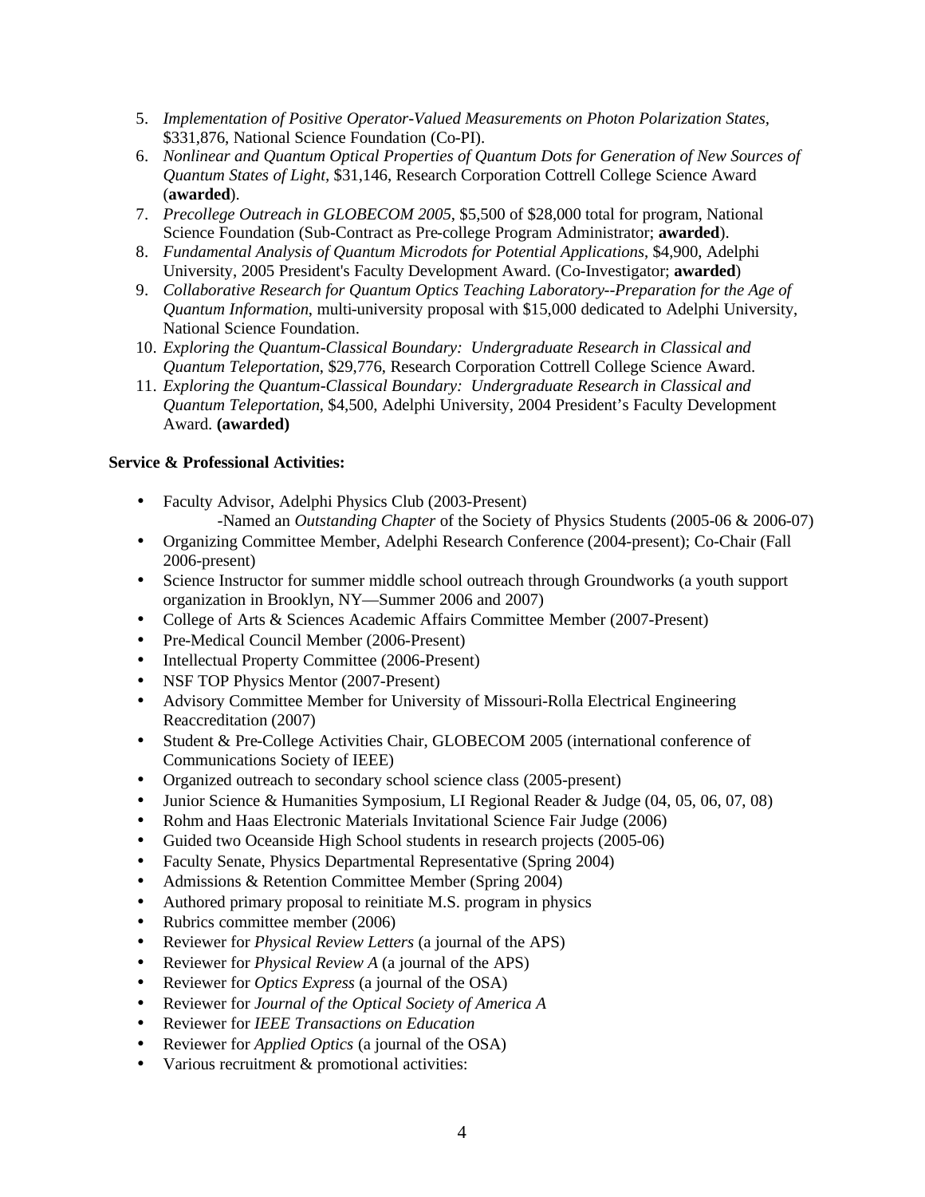5. *Implementation of Positive Operator-Valued Measurements on Photon Polarization States*, \$331,876, National Science Foundation (Co-PI).
6. *Nonlinear and Quantum Optical Properties of Quantum Dots for Generation of New Sources of Quantum States of Light*, \$31,146, Research Corporation Cottrell College Science Award (**awarded**).
7. *Precollege Outreach in GLOBECOM 2005*, \$5,500 of \$28,000 total for program, National Science Foundation (Sub-Contract as Pre-college Program Administrator; **awarded**).
8. *Fundamental Analysis of Quantum Microdots for Potential Applications*, \$4,900, Adelphi University, 2005 President's Faculty Development Award. (Co-Investigator; **awarded**)
9. *Collaborative Research for Quantum Optics Teaching Laboratory--Preparation for the Age of Quantum Information*, multi-university proposal with \$15,000 dedicated to Adelphi University, National Science Foundation.
10. *Exploring the Quantum-Classical Boundary: Undergraduate Research in Classical and Quantum Teleportation*, \$29,776, Research Corporation Cottrell College Science Award.
11. *Exploring the Quantum-Classical Boundary: Undergraduate Research in Classical and Quantum Teleportation*, \$4,500, Adelphi University, 2004 President's Faculty Development Award. **(awarded)**

**Service & Professional Activities:**

- Faculty Advisor, Adelphi Physics Club (2003-Present)
  - -Named an *Outstanding Chapter* of the Society of Physics Students (2005-06 & 2006-07)
- Organizing Committee Member, Adelphi Research Conference (2004-present); Co-Chair (Fall 2006-present)
- Science Instructor for summer middle school outreach through Groundworks (a youth support organization in Brooklyn, NY—Summer 2006 and 2007)
- College of Arts & Sciences Academic Affairs Committee Member (2007-Present)
- Pre-Medical Council Member (2006-Present)
- Intellectual Property Committee (2006-Present)
- NSF TOP Physics Mentor (2007-Present)
- Advisory Committee Member for University of Missouri-Rolla Electrical Engineering Reaccreditation (2007)
- Student & Pre-College Activities Chair, GLOBECOM 2005 (international conference of Communications Society of IEEE)
- Organized outreach to secondary school science class (2005-present)
- Junior Science & Humanities Symposium, LI Regional Reader & Judge (04, 05, 06, 07, 08)
- Rohm and Haas Electronic Materials Invitational Science Fair Judge (2006)
- Guided two Oceanside High School students in research projects (2005-06)
- Faculty Senate, Physics Departmental Representative (Spring 2004)
- Admissions & Retention Committee Member (Spring 2004)
- Authored primary proposal to reinitiate M.S. program in physics
- Rubrics committee member (2006)
- Reviewer for *Physical Review Letters* (a journal of the APS)
- Reviewer for *Physical Review A* (a journal of the APS)
- Reviewer for *Optics Express* (a journal of the OSA)
- Reviewer for *Journal of the Optical Society of America A*
- Reviewer for *IEEE Transactions on Education*
- Reviewer for *Applied Optics* (a journal of the OSA)
- Various recruitment & promotional activities: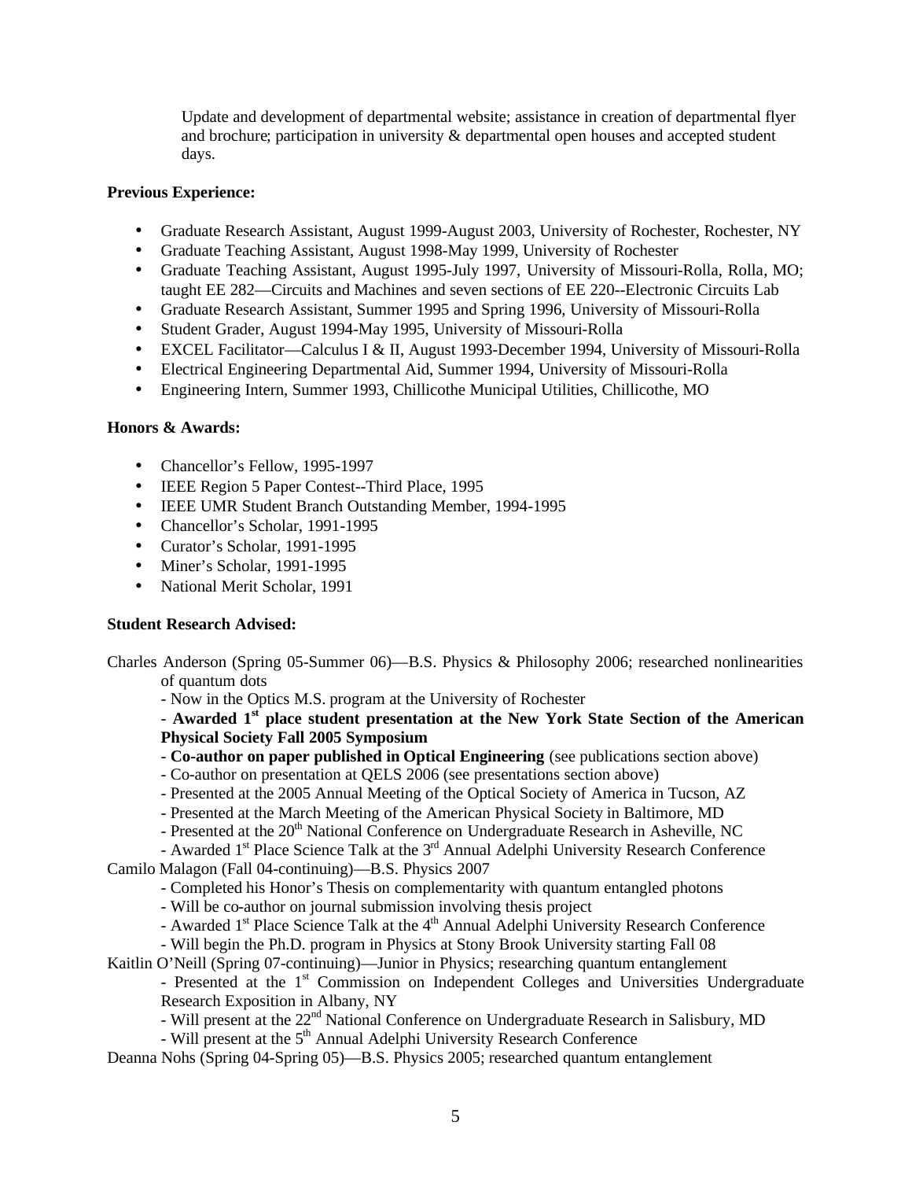Update and development of departmental website; assistance in creation of departmental flyer and brochure; participation in university & departmental open houses and accepted student days.

**Previous Experience:**

- Graduate Research Assistant, August 1999-August 2003, University of Rochester, Rochester, NY
- Graduate Teaching Assistant, August 1998-May 1999, University of Rochester
- Graduate Teaching Assistant, August 1995-July 1997, University of Missouri-Rolla, Rolla, MO; taught EE 282—Circuits and Machines and seven sections of EE 220--Electronic Circuits Lab
- Graduate Research Assistant, Summer 1995 and Spring 1996, University of Missouri-Rolla
- Student Grader, August 1994-May 1995, University of Missouri-Rolla
- EXCEL Facilitator—Calculus I & II, August 1993-December 1994, University of Missouri-Rolla
- Electrical Engineering Departmental Aid, Summer 1994, University of Missouri-Rolla
- Engineering Intern, Summer 1993, Chillicothe Municipal Utilities, Chillicothe, MO

**Honors & Awards:**

- Chancellor's Fellow, 1995-1997
- IEEE Region 5 Paper Contest--Third Place, 1995
- IEEE UMR Student Branch Outstanding Member, 1994-1995
- Chancellor's Scholar, 1991-1995
- Curator's Scholar, 1991-1995
- Miner's Scholar, 1991-1995
- National Merit Scholar, 1991

**Student Research Advised:**

Charles Anderson (Spring 05-Summer 06)—B.S. Physics & Philosophy 2006; researched nonlinearities of quantum dots

- Now in the Optics M.S. program at the University of Rochester
- **Awarded 1st place student presentation at the New York State Section of the American Physical Society Fall 2005 Symposium**
- **Co-author on paper published in Optical Engineering** (see publications section above)
- Co-author on presentation at QELS 2006 (see presentations section above)
- Presented at the 2005 Annual Meeting of the Optical Society of America in Tucson, AZ
- Presented at the March Meeting of the American Physical Society in Baltimore, MD
- Presented at the 20th National Conference on Undergraduate Research in Asheville, NC
- Awarded 1st Place Science Talk at the 3rd Annual Adelphi University Research Conference

Camilo Malagon (Fall 04-continuing)—B.S. Physics 2007

- Completed his Honor's Thesis on complementarity with quantum entangled photons
- Will be co-author on journal submission involving thesis project
- Awarded 1st Place Science Talk at the 4th Annual Adelphi University Research Conference
- Will begin the Ph.D. program in Physics at Stony Brook University starting Fall 08

Kaitlin O'Neill (Spring 07-continuing)—Junior in Physics; researching quantum entanglement

- Presented at the 1st Commission on Independent Colleges and Universities Undergraduate Research Exposition in Albany, NY
- Will present at the 22nd National Conference on Undergraduate Research in Salisbury, MD
- Will present at the 5th Annual Adelphi University Research Conference

Deanna Nohs (Spring 04-Spring 05)—B.S. Physics 2005; researched quantum entanglement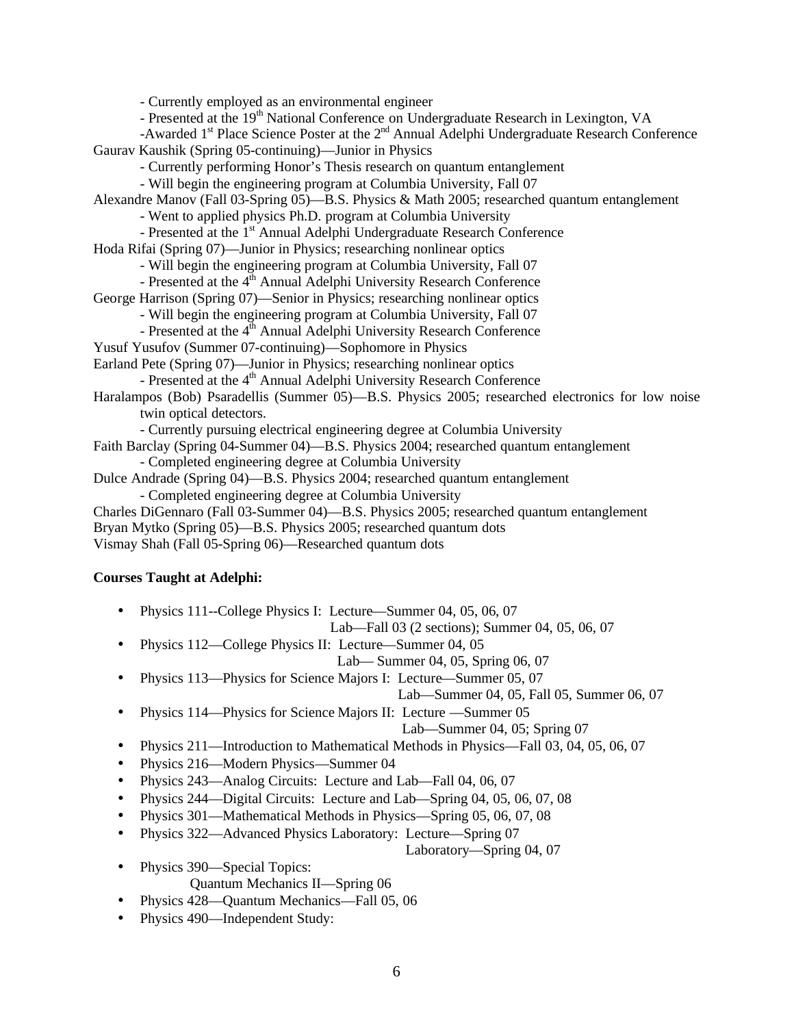- Currently employed as an environmental engineer
- Presented at the 19th National Conference on Undergraduate Research in Lexington, VA
- Awarded 1st Place Science Poster at the 2nd Annual Adelphi Undergraduate Research Conference

Gaurav Kaushik (Spring 05-continuing)—Junior in Physics

- Currently performing Honor's Thesis research on quantum entanglement
- Will begin the engineering program at Columbia University, Fall 07

Alexandre Manov (Fall 03-Spring 05)—B.S. Physics & Math 2005; researched quantum entanglement

- Went to applied physics Ph.D. program at Columbia University
- Presented at the 1st Annual Adelphi Undergraduate Research Conference

Hoda Rifai (Spring 07)—Junior in Physics; researching nonlinear optics

- Will begin the engineering program at Columbia University, Fall 07
- Presented at the 4th Annual Adelphi University Research Conference

George Harrison (Spring 07)—Senior in Physics; researching nonlinear optics

- Will begin the engineering program at Columbia University, Fall 07
- Presented at the 4th Annual Adelphi University Research Conference

Yusuf Yusufov (Summer 07-continuing)—Sophomore in Physics

Earland Pete (Spring 07)—Junior in Physics; researching nonlinear optics

- Presented at the 4th Annual Adelphi University Research Conference

Haralampos (Bob) Psaradellis (Summer 05)—B.S. Physics 2005; researched electronics for low noise twin optical detectors.

- Currently pursuing electrical engineering degree at Columbia University

Faith Barclay (Spring 04-Summer 04)—B.S. Physics 2004; researched quantum entanglement

- Completed engineering degree at Columbia University

Dulce Andrade (Spring 04)—B.S. Physics 2004; researched quantum entanglement

- Completed engineering degree at Columbia University

Charles DiGennaro (Fall 03-Summer 04)—B.S. Physics 2005; researched quantum entanglement

Bryan Mytko (Spring 05)—B.S. Physics 2005; researched quantum dots

Vismay Shah (Fall 05-Spring 06)—Researched quantum dots

**Courses Taught at Adelphi:**

- Physics 111--College Physics I: Lecture—Summer 04, 05, 06, 07
  Lab—Fall 03 (2 sections); Summer 04, 05, 06, 07
- Physics 112—College Physics II: Lecture—Summer 04, 05
  Lab— Summer 04, 05, Spring 06, 07
- Physics 113—Physics for Science Majors I: Lecture—Summer 05, 07
  Lab—Summer 04, 05, Fall 05, Summer 06, 07
- Physics 114—Physics for Science Majors II: Lecture —Summer 05
  Lab—Summer 04, 05; Spring 07
- Physics 211—Introduction to Mathematical Methods in Physics—Fall 03, 04, 05, 06, 07
- Physics 216—Modern Physics—Summer 04
- Physics 243—Analog Circuits: Lecture and Lab—Fall 04, 06, 07
- Physics 244—Digital Circuits: Lecture and Lab—Spring 04, 05, 06, 07, 08
- Physics 301—Mathematical Methods in Physics—Spring 05, 06, 07, 08
- Physics 322—Advanced Physics Laboratory: Lecture—Spring 07
  Laboratory—Spring 04, 07
- Physics 390—Special Topics:
  Quantum Mechanics II—Spring 06
- Physics 428—Quantum Mechanics—Fall 05, 06
- Physics 490—Independent Study: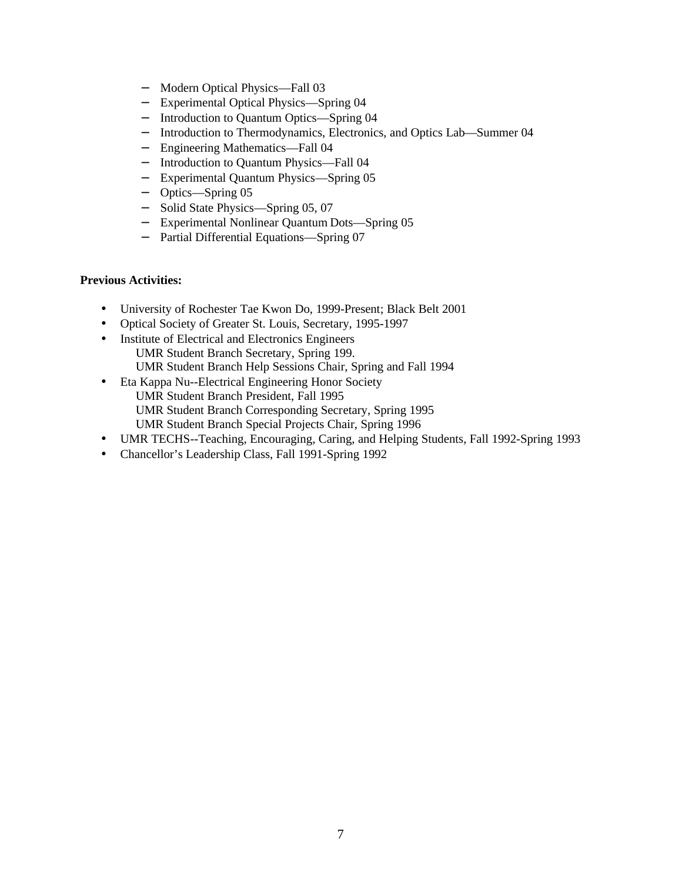- Modern Optical Physics—Fall 03
- Experimental Optical Physics—Spring 04
- Introduction to Quantum Optics—Spring 04
- Introduction to Thermodynamics, Electronics, and Optics Lab—Summer 04
- Engineering Mathematics—Fall 04
- Introduction to Quantum Physics—Fall 04
- Experimental Quantum Physics—Spring 05
- Optics—Spring 05
- Solid State Physics—Spring 05, 07
- Experimental Nonlinear Quantum Dots—Spring 05
- Partial Differential Equations—Spring 07

**Previous Activities:**

- University of Rochester Tae Kwon Do, 1999-Present; Black Belt 2001
- Optical Society of Greater St. Louis, Secretary, 1995-1997
- Institute of Electrical and Electronics Engineers
  - UMR Student Branch Secretary, Spring 199.
  - UMR Student Branch Help Sessions Chair, Spring and Fall 1994
- Eta Kappa Nu--Electrical Engineering Honor Society
  - UMR Student Branch President, Fall 1995
  - UMR Student Branch Corresponding Secretary, Spring 1995
  - UMR Student Branch Special Projects Chair, Spring 1996
- UMR TECHS--Teaching, Encouraging, Caring, and Helping Students, Fall 1992-Spring 1993
- Chancellor's Leadership Class, Fall 1991-Spring 1992